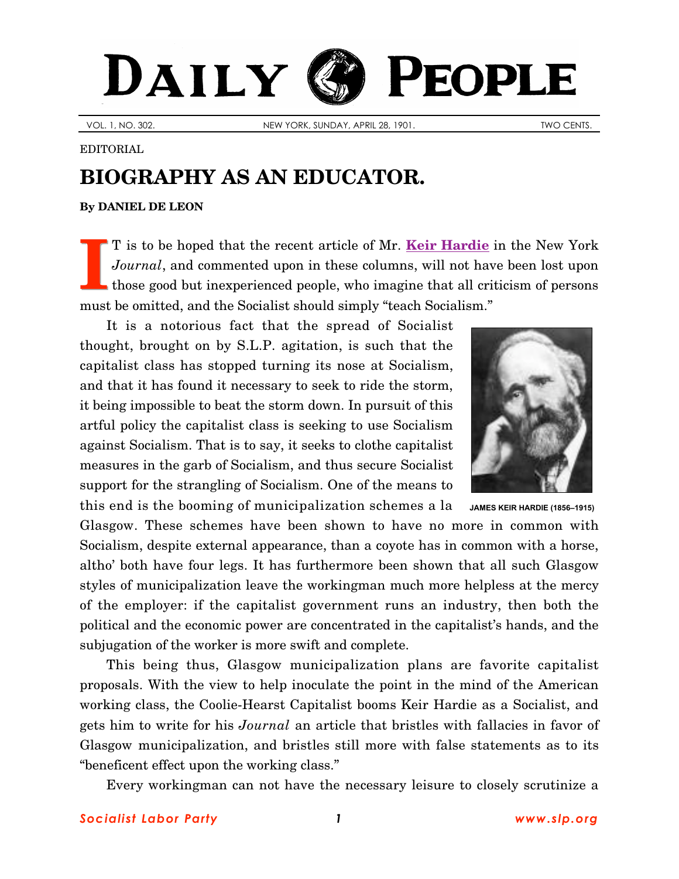# DAILY PEOPLE

VOL. 1, NO. 302. NEW YORK, SUNDAY, APRIL 28, 1901. TWO CENTS.

EDITORIAL

## BIOGRAPHY AS AN EDUCATOR.

**By DANIEL DE LEON**

IT is to be hoped that the recent article of Mr. **Keir Hardie** in the New York *Journal*, and commented upon in these columns, will not have been lost upon those good but inexperienced people, who imagine that all criticism of persons must be omitted, and the Socialist should simply "teach Socialism."

It is a notorious fact that the spread of Socialist thought, brought on by S.L.P. agitation, is such that the capitalist class has stopped turning its nose at Socialism, and that it has found it necessary to seek to ride the storm, it being impossible to beat the storm down. In pursuit of this artful policy the capitalist class is seeking to use Socialism against Socialism. That is to say, it seeks to clothe capitalist measures in the garb of Socialism, and thus secure Socialist support for the strangling of Socialism. One of the means to this end is the booming of municipalization schemes a la Glasgow. These schemes have been shown to have no more in common with Socialism, despite external appearance, than a coyote has in common with a horse, altho' both have four legs. It has furthermore been shown that all such Glasgow styles of municipalization leave the workingman much more helpless at the mercy of the employer: if the capitalist government runs an industry, then both the political and the economic power are concentrated in the capitalist's hands, and the subjugation of the worker is more swift and complete.

JAMES KEIR HARDIE (1856–1915)

This being thus, Glasgow municipalization plans are favorite capitalist proposals. With the view to help inoculate the point in the mind of the American working class, the Coolie-Hearst Capitalist booms Keir Hardie as a Socialist, and gets him to write for his *Journal* an article that bristles with fallacies in favor of Glasgow municipalization, and bristles still more with false statements as to its "beneficent effect upon the working class."

Every workingman can not have the necessary leisure to closely scrutinize a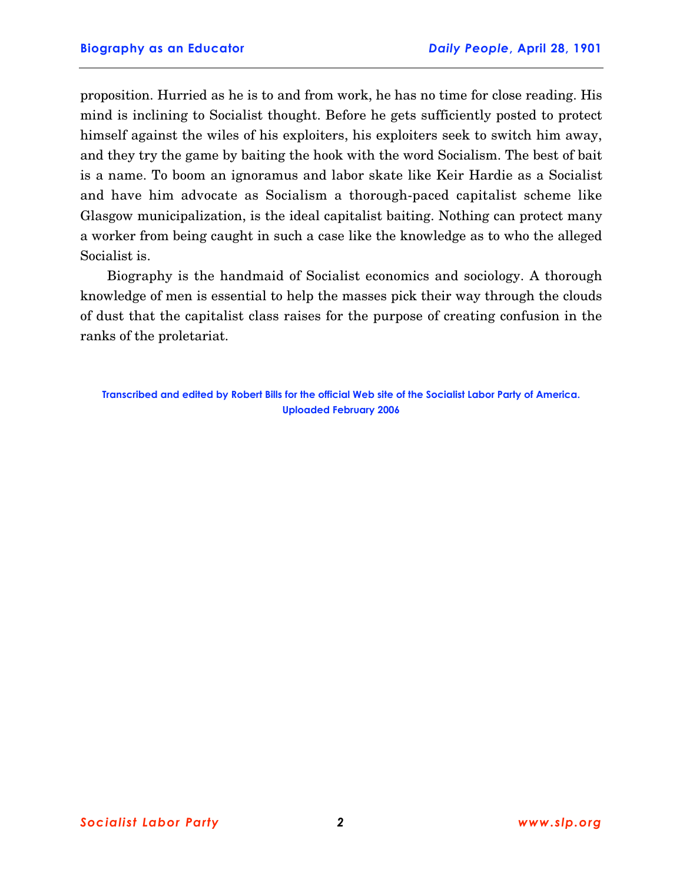proposition. Hurried as he is to and from work, he has no time for close reading. His mind is inclining to Socialist thought. Before he gets sufficiently posted to protect himself against the wiles of his exploiters, his exploiters seek to switch him away, and they try the game by baiting the hook with the word Socialism. The best of bait is a name. To boom an ignoramus and labor skate like Keir Hardie as a Socialist and have him advocate as Socialism a thorough-paced capitalist scheme like Glasgow municipalization, is the ideal capitalist baiting. Nothing can protect many a worker from being caught in such a case like the knowledge as to who the alleged Socialist is.

Biography is the handmaid of Socialist economics and sociology. A thorough knowledge of men is essential to help the masses pick their way through the clouds of dust that the capitalist class raises for the purpose of creating confusion in the ranks of the proletariat.

**Transcribed and edited by Robert Bills for the official Web site of the Socialist Labor Party of America. Uploaded February 2006**